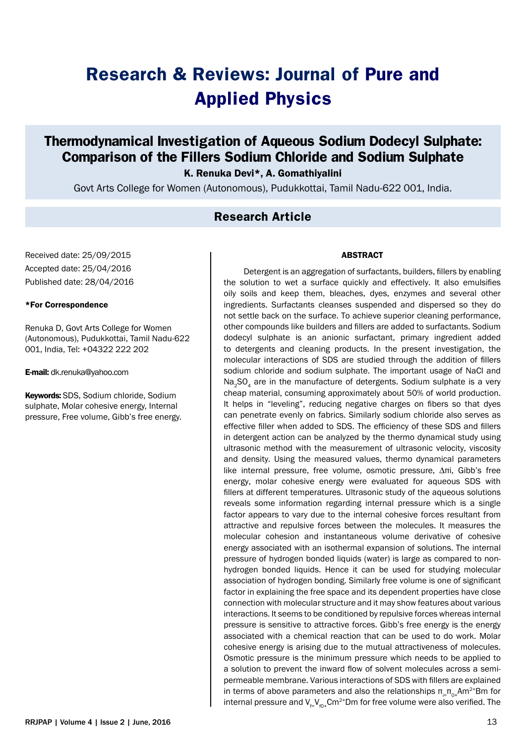# Research & Reviews: Journal of Pure and Applied Physics

## Thermodynamical Investigation of Aqueous Sodium Dodecyl Sulphate: Comparison of the Fillers Sodium Chloride and Sodium Sulphate

**K. Renuka Devi*, A. Gomathiyalini**

Govt Arts College for Women (Autonomous), Pudukkottai, Tamil Nadu-622 001, India.

### Research Article

Received date: 25/09/2015

Accepted date: 25/04/2016

Published date: 28/04/2016

**\*For Correspondence**

Renuka D, Govt Arts College for Women (Autonomous), Pudukkottai, Tamil Nadu-622 001, India, Tel: +04322 222 202

**E-mail:** dk.renuka@yahoo.com

**Keywords:** SDS, Sodium chloride, Sodium sulphate, Molar cohesive energy, Internal pressure, Free volume, Gibb's free energy.

#### ABSTRACT

Detergent is an aggregation of surfactants, builders, fillers by enabling the solution to wet a surface quickly and effectively. It also emulsifies oily soils and keep them, bleaches, dyes, enzymes and several other ingredients. Surfactants cleanses suspended and dispersed so they do not settle back on the surface. To achieve superior cleaning performance, other compounds like builders and fillers are added to surfactants. Sodium dodecyl sulphate is an anionic surfactant, primary ingredient added to detergents and cleaning products. In the present investigation, the molecular interactions of SDS are studied through the addition of fillers sodium chloride and sodium sulphate. The important usage of NaCl and $Na_2SO_4$ are in the manufacture of detergents. Sodium sulphate is a very cheap material, consuming approximately about 50% of world production. It helps in "leveling", reducing negative charges on fibers so that dyes can penetrate evenly on fabrics. Similarly sodium chloride also serves as effective filler when added to SDS. The efficiency of these SDS and fillers in detergent action can be analyzed by the thermo dynamical study using ultrasonic method with the measurement of ultrasonic velocity, viscosity and density. Using the measured values, thermo dynamical parameters like internal pressure, free volume, osmotic pressure, Δπi, Gibb's free energy, molar cohesive energy were evaluated for aqueous SDS with fillers at different temperatures. Ultrasonic study of the aqueous solutions reveals some information regarding internal pressure which is a single factor appears to vary due to the internal cohesive forces resultant from attractive and repulsive forces between the molecules. It measures the molecular cohesion and instantaneous volume derivative of cohesive energy associated with an isothermal expansion of solutions. The internal pressure of hydrogen bonded liquids (water) is large as compared to non-hydrogen bonded liquids. Hence it can be used for studying molecular association of hydrogen bonding. Similarly free volume is one of significant factor in explaining the free space and its dependent properties have close connection with molecular structure and it may show features about various interactions. It seems to be conditioned by repulsive forces whereas internal pressure is sensitive to attractive forces. Gibb's free energy is the energy associated with a chemical reaction that can be used to do work. Molar cohesive energy is arising due to the mutual attractiveness of molecules. Osmotic pressure is the minimum pressure which needs to be applied to a solution to prevent the inward flow of solvent molecules across a semi-permeable membrane. Various interactions of SDS with fillers are explained in terms of above parameters and also the relationships $\pi_i = \pi_0 + Am^2 + Bm$ for internal pressure and $V_f = V_{f0} + Cm^2 + Dm$ for free volume were also verified. The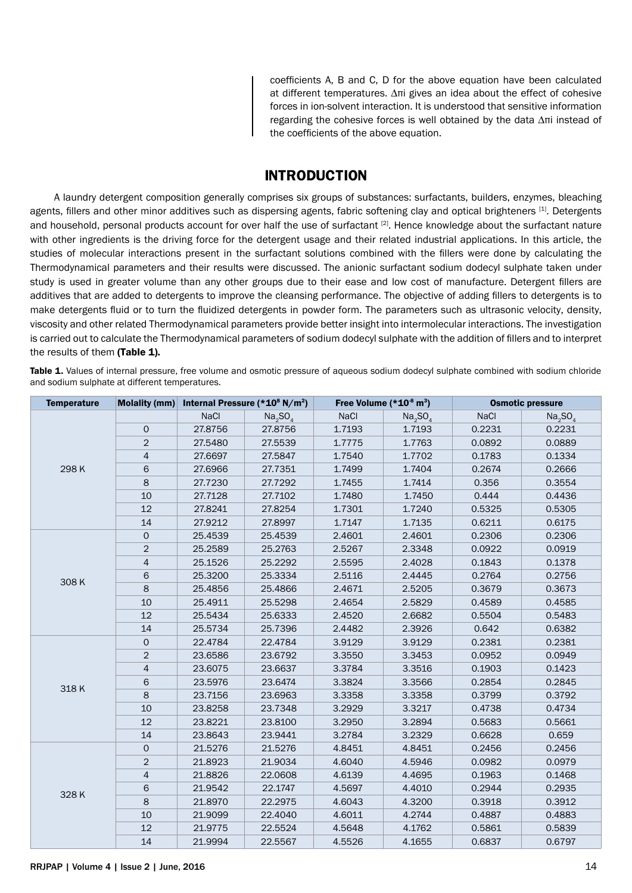coefficients A, B and C, D for the above equation have been calculated at different temperatures. $\Delta\pi i$ gives an idea about the effect of cohesive forces in ion-solvent interaction. It is understood that sensitive information regarding the cohesive forces is well obtained by the data $\Delta\pi i$ instead of the coefficients of the above equation.

## INTRODUCTION

A laundry detergent composition generally comprises six groups of substances: surfactants, builders, enzymes, bleaching agents, fillers and other minor additives such as dispersing agents, fabric softening clay and optical brighteners [1]. Detergents and household, personal products account for over half the use of surfactant [2]. Hence knowledge about the surfactant nature with other ingredients is the driving force for the detergent usage and their related industrial applications. In this article, the studies of molecular interactions present in the surfactant solutions combined with the fillers were done by calculating the Thermodynamical parameters and their results were discussed. The anionic surfactant sodium dodecyl sulphate taken under study is used in greater volume than any other groups due to their ease and low cost of manufacture. Detergent fillers are additives that are added to detergents to improve the cleansing performance. The objective of adding fillers to detergents is to make detergents fluid or to turn the fluidized detergents in powder form. The parameters such as ultrasonic velocity, density, viscosity and other related Thermodynamical parameters provide better insight into intermolecular interactions. The investigation is carried out to calculate the Thermodynamical parameters of sodium dodecyl sulphate with the addition of fillers and to interpret the results of them **(Table 1).**

**Table 1.** Values of internal pressure, free volume and osmotic pressure of aqueous sodium dodecyl sulphate combined with sodium chloride and sodium sulphate at different temperatures.

| Temperature | Molality (mm) | Internal Pressure ($*10^8$ N/m$^2$) | | Free Volume ($*10^{-8}$ m$^3$) | | Osmotic pressure | |
|---|---|---|---|---|---|---|---|
| | | NaCl | $Na_2SO_4$ | NaCl | $Na_2SO_4$ | NaCl | $Na_2SO_4$ |
| 298 K | 0 | 27.8756 | 27.8756 | 1.7193 | 1.7193 | 0.2231 | 0.2231 |
| | 2 | 27.5480 | 27.5539 | 1.7775 | 1.7763 | 0.0892 | 0.0889 |
| | 4 | 27.6697 | 27.5847 | 1.7540 | 1.7702 | 0.1783 | 0.1334 |
| | 6 | 27.6966 | 27.7351 | 1.7499 | 1.7404 | 0.2674 | 0.2666 |
| | 8 | 27.7230 | 27.7292 | 1.7455 | 1.7414 | 0.356 | 0.3554 |
| | 10 | 27.7128 | 27.7102 | 1.7480 | 1.7450 | 0.444 | 0.4436 |
| | 12 | 27.8241 | 27.8254 | 1.7301 | 1.7240 | 0.5325 | 0.5305 |
| | 14 | 27.9212 | 27.8997 | 1.7147 | 1.7135 | 0.6211 | 0.6175 |
| 308 K | 0 | 25.4539 | 25.4539 | 2.4601 | 2.4601 | 0.2306 | 0.2306 |
| | 2 | 25.2589 | 25.2763 | 2.5267 | 2.3348 | 0.0922 | 0.0919 |
| | 4 | 25.1526 | 25.2292 | 2.5595 | 2.4028 | 0.1843 | 0.1378 |
| | 6 | 25.3200 | 25.3334 | 2.5116 | 2.4445 | 0.2764 | 0.2756 |
| | 8 | 25.4856 | 25.4866 | 2.4671 | 2.5205 | 0.3679 | 0.3673 |
| | 10 | 25.4911 | 25.5298 | 2.4654 | 2.5829 | 0.4589 | 0.4585 |
| | 12 | 25.5434 | 25.6333 | 2.4520 | 2.6682 | 0.5504 | 0.5483 |
| | 14 | 25.5734 | 25.7396 | 2.4482 | 2.3926 | 0.642 | 0.6382 |
| 318 K | 0 | 22.4784 | 22.4784 | 3.9129 | 3.9129 | 0.2381 | 0.2381 |
| | 2 | 23.6586 | 23.6792 | 3.3550 | 3.3453 | 0.0952 | 0.0949 |
| | 4 | 23.6075 | 23.6637 | 3.3784 | 3.3516 | 0.1903 | 0.1423 |
| | 6 | 23.5976 | 23.6474 | 3.3824 | 3.3566 | 0.2854 | 0.2845 |
| | 8 | 23.7156 | 23.6963 | 3.3358 | 3.3358 | 0.3799 | 0.3792 |
| | 10 | 23.8258 | 23.7348 | 3.2929 | 3.3217 | 0.4738 | 0.4734 |
| | 12 | 23.8221 | 23.8100 | 3.2950 | 3.2894 | 0.5683 | 0.5661 |
| | 14 | 23.8643 | 23.9441 | 3.2784 | 3.2329 | 0.6628 | 0.659 |
| 328 K | 0 | 21.5276 | 21.5276 | 4.8451 | 4.8451 | 0.2456 | 0.2456 |
| | 2 | 21.8923 | 21.9034 | 4.6040 | 4.5946 | 0.0982 | 0.0979 |
| | 4 | 21.8826 | 22.0608 | 4.6139 | 4.4695 | 0.1963 | 0.1468 |
| | 6 | 21.9542 | 22.1747 | 4.5697 | 4.4010 | 0.2944 | 0.2935 |
| | 8 | 21.8970 | 22.2975 | 4.6043 | 4.3200 | 0.3918 | 0.3912 |
| | 10 | 21.9099 | 22.4040 | 4.6011 | 4.2744 | 0.4887 | 0.4883 |
| | 12 | 21.9775 | 22.5524 | 4.5648 | 4.1762 | 0.5861 | 0.5839 |
| | 14 | 21.9994 | 22.5567 | 4.5526 | 4.1655 | 0.6837 | 0.6797 |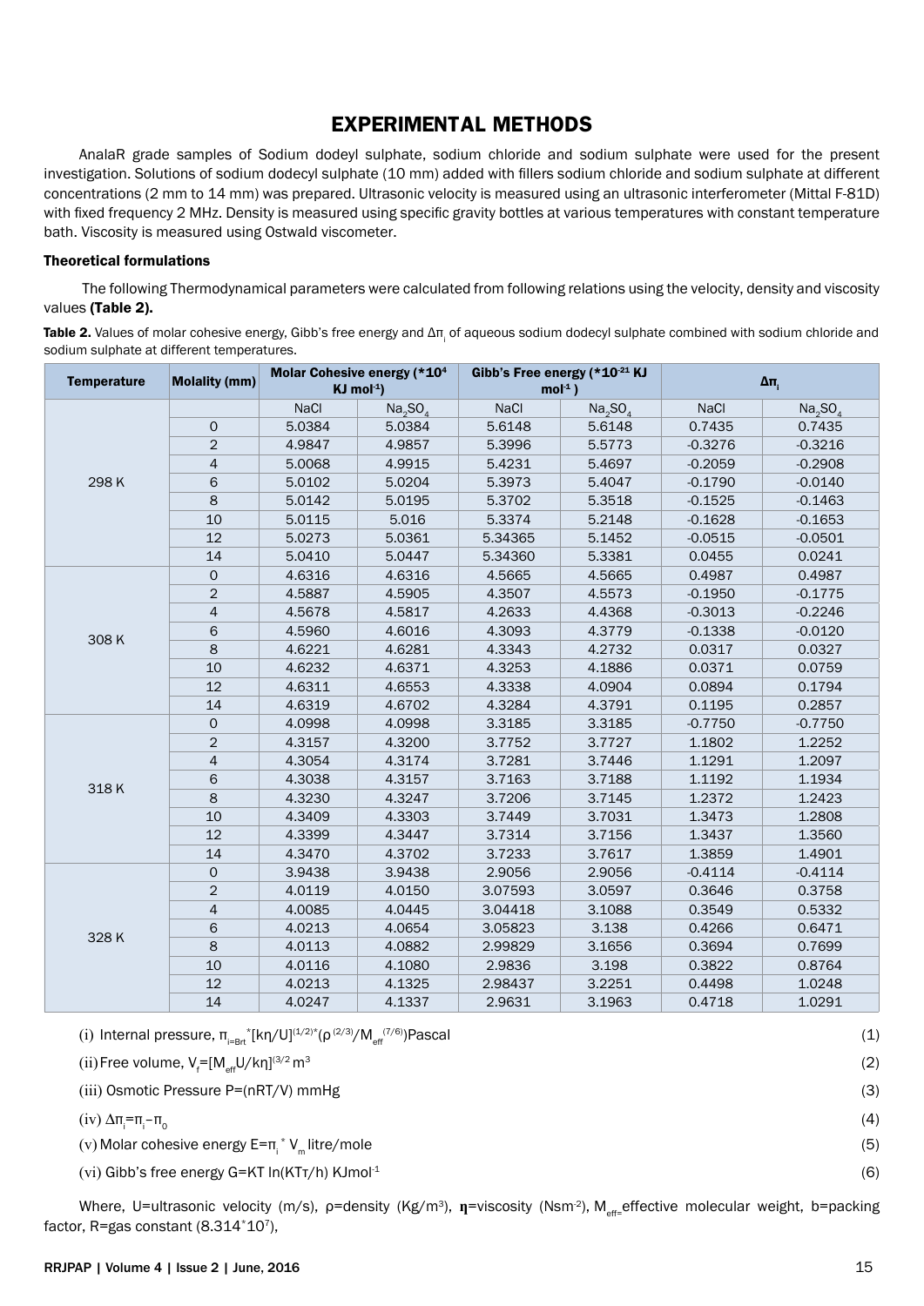## EXPERIMENTAL METHODS

AnalaR grade samples of Sodium dodeyl sulphate, sodium chloride and sodium sulphate were used for the present investigation. Solutions of sodium dodecyl sulphate (10 mm) added with fillers sodium chloride and sodium sulphate at different concentrations (2 mm to 14 mm) was prepared. Ultrasonic velocity is measured using an ultrasonic interferometer (Mittal F-81D) with fixed frequency 2 MHz. Density is measured using specific gravity bottles at various temperatures with constant temperature bath. Viscosity is measured using Ostwald viscometer.

### Theoretical formulations

The following Thermodynamical parameters were calculated from following relations using the velocity, density and viscosity values **(Table 2).**

**Table 2.** Values of molar cohesive energy, Gibb's free energy and $\Delta\pi_i$ of aqueous sodium dodecyl sulphate combined with sodium chloride and sodium sulphate at different temperatures.

| Temperature | Molality (mm) | Molar Cohesive energy (*$10^4$ KJ $mol^{-1}$) | | Gibb's Free energy (*$10^{-21}$ KJ $mol^{-1}$) | | $\Delta\pi_i$ | |
|---|---|---|---|---|---|---|---|
| | | NaCl | $Na_2SO_4$ | NaCl | $Na_2SO_4$ | NaCl | $Na_2SO_4$ |
| 298 K | 0 | 5.0384 | 5.0384 | 5.6148 | 5.6148 | 0.7435 | 0.7435 |
| | 2 | 4.9847 | 4.9857 | 5.3996 | 5.5773 | -0.3276 | -0.3216 |
| | 4 | 5.0068 | 4.9915 | 5.4231 | 5.4697 | -0.2059 | -0.2908 |
| | 6 | 5.0102 | 5.0204 | 5.3973 | 5.4047 | -0.1790 | -0.0140 |
| | 8 | 5.0142 | 5.0195 | 5.3702 | 5.3518 | -0.1525 | -0.1463 |
| | 10 | 5.0115 | 5.016 | 5.3374 | 5.2148 | -0.1628 | -0.1653 |
| | 12 | 5.0273 | 5.0361 | 5.34365 | 5.1452 | -0.0515 | -0.0501 |
| | 14 | 5.0410 | 5.0447 | 5.34360 | 5.3381 | 0.0455 | 0.0241 |
| 308 K | 0 | 4.6316 | 4.6316 | 4.5665 | 4.5665 | 0.4987 | 0.4987 |
| | 2 | 4.5887 | 4.5905 | 4.3507 | 4.5573 | -0.1950 | -0.1775 |
| | 4 | 4.5678 | 4.5817 | 4.2633 | 4.4368 | -0.3013 | -0.2246 |
| | 6 | 4.5960 | 4.6016 | 4.3093 | 4.3779 | -0.1338 | -0.0120 |
| | 8 | 4.6221 | 4.6281 | 4.3343 | 4.2732 | 0.0317 | 0.0327 |
| | 10 | 4.6232 | 4.6371 | 4.3253 | 4.1886 | 0.0371 | 0.0759 |
| | 12 | 4.6311 | 4.6553 | 4.3338 | 4.0904 | 0.0894 | 0.1794 |
| | 14 | 4.6319 | 4.6702 | 4.3284 | 4.3791 | 0.1195 | 0.2857 |
| 318 K | 0 | 4.0998 | 4.0998 | 3.3185 | 3.3185 | -0.7750 | -0.7750 |
| | 2 | 4.3157 | 4.3200 | 3.7752 | 3.7727 | 1.1802 | 1.2252 |
| | 4 | 4.3054 | 4.3174 | 3.7281 | 3.7446 | 1.1291 | 1.2097 |
| | 6 | 4.3038 | 4.3157 | 3.7163 | 3.7188 | 1.1192 | 1.1934 |
| | 8 | 4.3230 | 4.3247 | 3.7206 | 3.7145 | 1.2372 | 1.2423 |
| | 10 | 4.3409 | 4.3303 | 3.7449 | 3.7031 | 1.3473 | 1.2808 |
| | 12 | 4.3399 | 4.3447 | 3.7314 | 3.7156 | 1.3437 | 1.3560 |
| | 14 | 4.3470 | 4.3702 | 3.7233 | 3.7617 | 1.3859 | 1.4901 |
| 328 K | 0 | 3.9438 | 3.9438 | 2.9056 | 2.9056 | -0.4114 | -0.4114 |
| | 2 | 4.0119 | 4.0150 | 3.07593 | 3.0597 | 0.3646 | 0.3758 |
| | 4 | 4.0085 | 4.0445 | 3.04418 | 3.1088 | 0.3549 | 0.5332 |
| | 6 | 4.0213 | 4.0654 | 3.05823 | 3.138 | 0.4266 | 0.6471 |
| | 8 | 4.0113 | 4.0882 | 2.99829 | 3.1656 | 0.3694 | 0.7699 |
| | 10 | 4.0116 | 4.1080 | 2.9836 | 3.198 | 0.3822 | 0.8764 |
| | 12 | 4.0213 | 4.1325 | 2.98437 | 3.2251 | 0.4498 | 1.0248 |
| | 14 | 4.0247 | 4.1337 | 2.9631 | 3.1963 | 0.4718 | 1.0291 |

(i) Internal pressure, $\pi_{i=Brt}{}^{*}[k\eta/U]^{(1/2)}{}^{*}(\rho^{(2/3)}/M_{eff}{}^{(7/6)})$ Pascal (1)

(ii) Free volume, $V_f=[M_{eff}U/k\eta]^{(3/2}$ $m^3$ (2)

(iii) Osmotic Pressure P=(nRT/V) mmHg (3)

(iv) $\Delta\pi_i=\pi_i-\pi_0$ (4)

(v) Molar cohesive energy $E=\pi_i{}^{*}V_m$ litre/mole (5)

(vi) Gibb's free energy G=KT ln(KTτ/h) $KJmol^{-1}$ (6)

Where, U=ultrasonic velocity (m/s), ρ=density ($Kg/m^3$), **η**=viscosity ($Nsm^{-2}$), $M_{eff=}$effective molecular weight, b=packing factor, R=gas constant ($8.314^{*}10^7$),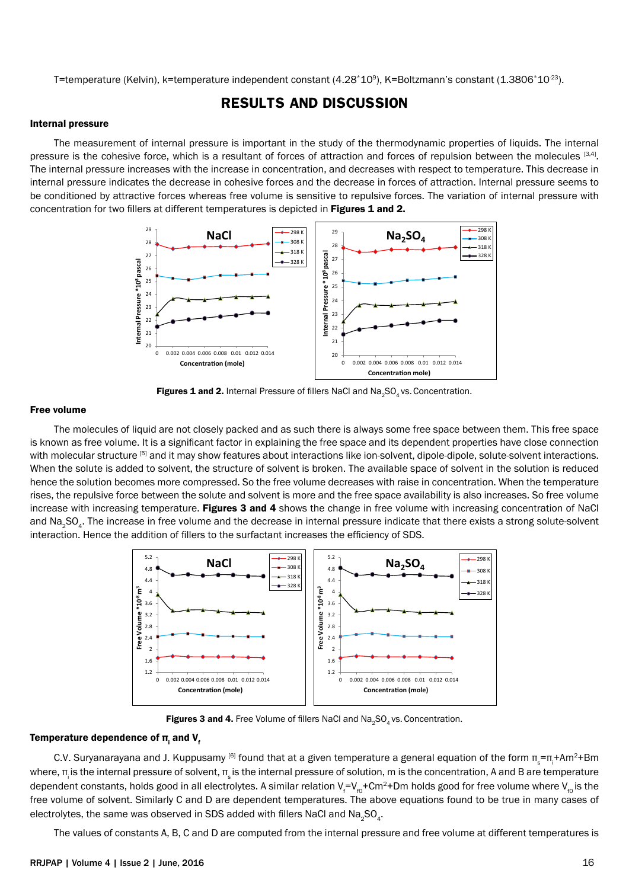T=temperature (Kelvin), k=temperature independent constant ($4.28*10^9$), K=Boltzmann's constant ($1.3806*10^{-23}$).

## RESULTS AND DISCUSSION

### Internal pressure

The measurement of internal pressure is important in the study of the thermodynamic properties of liquids. The internal pressure is the cohesive force, which is a resultant of forces of attraction and forces of repulsion between the molecules [3,4]. The internal pressure increases with the increase in concentration, and decreases with respect to temperature. This decrease in internal pressure indicates the decrease in cohesive forces and the decrease in forces of attraction. Internal pressure seems to be conditioned by attractive forces whereas free volume is sensitive to repulsive forces. The variation of internal pressure with concentration for two fillers at different temperatures is depicted in **Figures 1 and 2.**

**Figures 1 and 2.** Internal Pressure of fillers NaCl and $Na_2SO_4$ vs. Concentration.

### Free volume

The molecules of liquid are not closely packed and as such there is always some free space between them. This free space is known as free volume. It is a significant factor in explaining the free space and its dependent properties have close connection with molecular structure [5] and it may show features about interactions like ion-solvent, dipole-dipole, solute-solvent interactions. When the solute is added to solvent, the structure of solvent is broken. The available space of solvent in the solution is reduced hence the solution becomes more compressed. So the free volume decreases with raise in concentration. When the temperature rises, the repulsive force between the solute and solvent is more and the free space availability is also increases. So free volume increase with increasing temperature. **Figures 3 and 4** shows the change in free volume with increasing concentration of NaCl and $Na_2SO_4$. The increase in free volume and the decrease in internal pressure indicate that there exists a strong solute-solvent interaction. Hence the addition of fillers to the surfactant increases the efficiency of SDS.

**Figures 3 and 4.** Free Volume of fillers NaCl and $Na_2SO_4$ vs. Concentration.

### Temperature dependence of $\pi_i$ and $V_f$

C.V. Suryanarayana and J. Kuppusamy [6] found that at a given temperature a general equation of the form $\pi_s=\pi_i+Am^2+Bm$ where, $\pi_i$ is the internal pressure of solvent, $\pi_s$ is the internal pressure of solution, m is the concentration, A and B are temperature dependent constants, holds good in all electrolytes. A similar relation $V_f=V_{f0}+Cm^2+Dm$ holds good for free volume where $V_{f0}$ is the free volume of solvent. Similarly C and D are dependent temperatures. The above equations found to be true in many cases of electrolytes, the same was observed in SDS added with fillers NaCl and $Na_2SO_4$.

The values of constants A, B, C and D are computed from the internal pressure and free volume at different temperatures is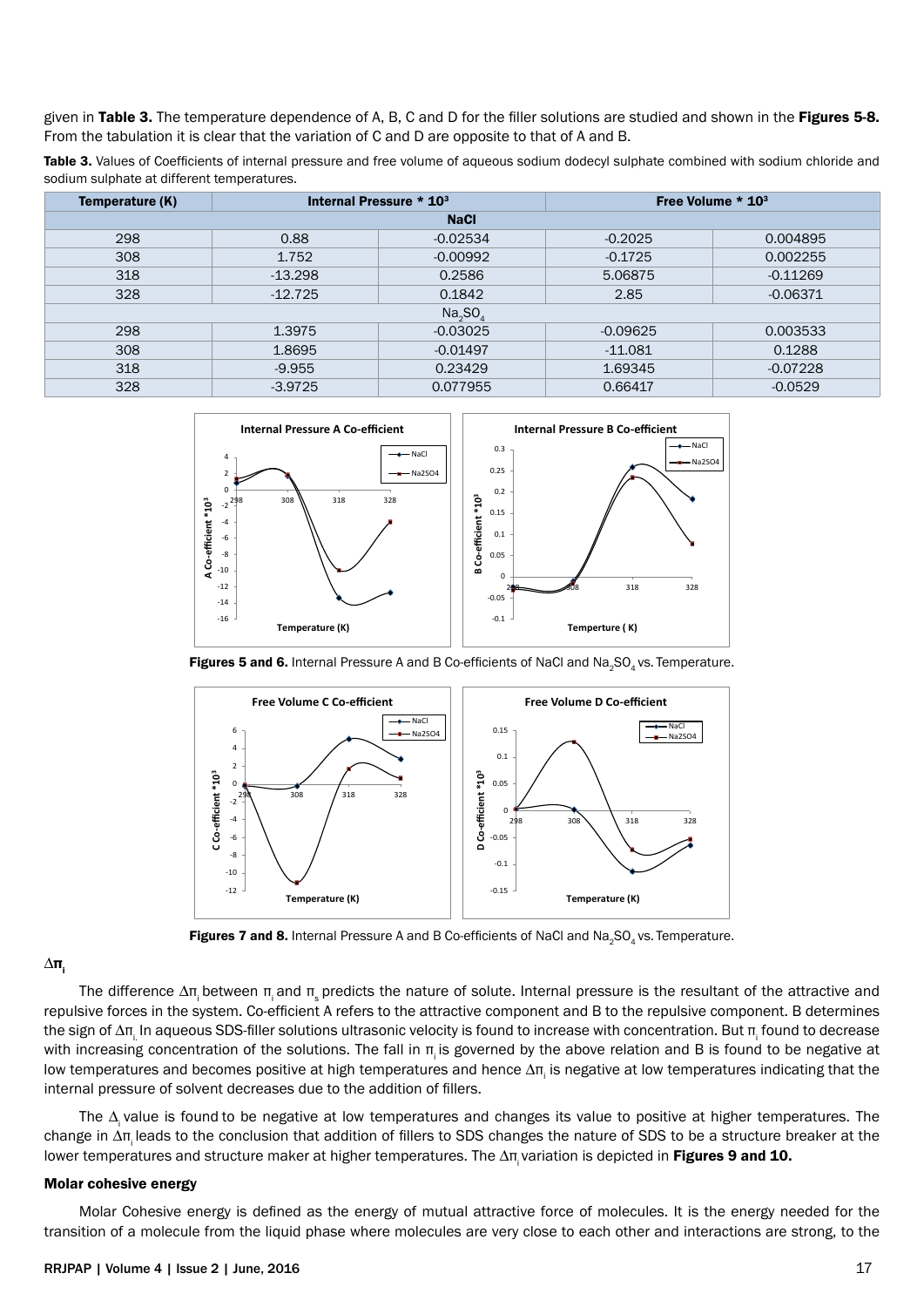given in **Table 3.** The temperature dependence of A, B, C and D for the filler solutions are studied and shown in the **Figures 5-8.** From the tabulation it is clear that the variation of C and D are opposite to that of A and B.

**Table 3.** Values of Coefficients of internal pressure and free volume of aqueous sodium dodecyl sulphate combined with sodium chloride and sodium sulphate at different temperatures.

| Temperature (K) | Internal Pressure * $10^3$ | | Free Volume * $10^3$ | |
|---|---|---|---|---|
| **NaCl** | | | | |
| 298 | 0.88 | -0.02534 | -0.2025 | 0.004895 |
| 308 | 1.752 | -0.00992 | -0.1725 | 0.002255 |
| 318 | -13.298 | 0.2586 | 5.06875 | -0.11269 |
| 328 | -12.725 | 0.1842 | 2.85 | -0.06371 |
| $Na_2SO_4$ | | | | |
| 298 | 1.3975 | -0.03025 | -0.09625 | 0.003533 |
| 308 | 1.8695 | -0.01497 | -11.081 | 0.1288 |
| 318 | -9.955 | 0.23429 | 1.69345 | -0.07228 |
| 328 | -3.9725 | 0.077955 | 0.66417 | -0.0529 |

**Figures 5 and 6.** Internal Pressure A and B Co-efficients of NaCl and $Na_2SO_4$ vs. Temperature.

**Figures 7 and 8.** Internal Pressure A and B Co-efficients of NaCl and $Na_2SO_4$ vs. Temperature.

### $\Delta\pi_i$

The difference $\Delta\pi_i$ between $\pi_i$ and $\pi_s$ predicts the nature of solute. Internal pressure is the resultant of the attractive and repulsive forces in the system. Co-efficient A refers to the attractive component and B to the repulsive component. B determines the sign of $\Delta\pi_i$. In aqueous SDS-filler solutions ultrasonic velocity is found to increase with concentration. But $\pi_i$ found to decrease with increasing concentration of the solutions. The fall in $\pi_i$ is governed by the above relation and B is found to be negative at low temperatures and becomes positive at high temperatures and hence $\Delta\pi_i$ is negative at low temperatures indicating that the internal pressure of solvent decreases due to the addition of fillers.

The $\Delta_i$ value is found to be negative at low temperatures and changes its value to positive at higher temperatures. The change in $\Delta\pi_i$ leads to the conclusion that addition of fillers to SDS changes the nature of SDS to be a structure breaker at the lower temperatures and structure maker at higher temperatures. The $\Delta\pi_i$ variation is depicted in **Figures 9 and 10.**

### Molar cohesive energy

Molar Cohesive energy is defined as the energy of mutual attractive force of molecules. It is the energy needed for the transition of a molecule from the liquid phase where molecules are very close to each other and interactions are strong, to the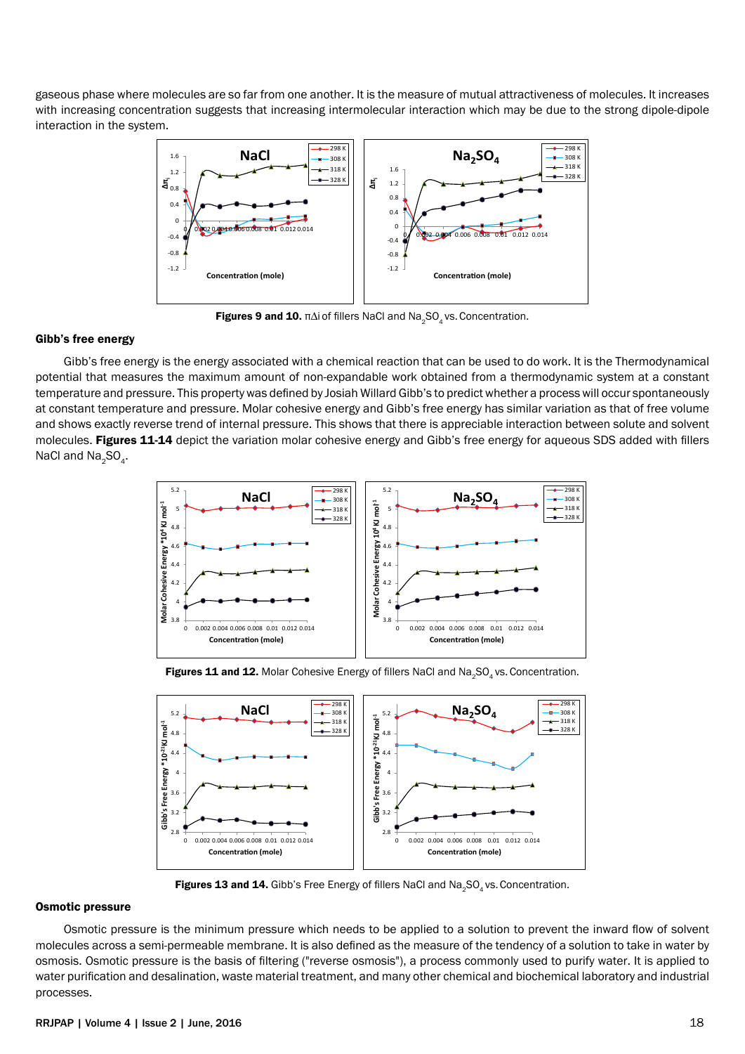gaseous phase where molecules are so far from one another. It is the measure of mutual attractiveness of molecules. It increases with increasing concentration suggests that increasing intermolecular interaction which may be due to the strong dipole-dipole interaction in the system.

**Figures 9 and 10.** $\pi\Delta i$ of fillers NaCl and $Na_2SO_4$ vs. Concentration.

### Gibb's free energy

Gibb's free energy is the energy associated with a chemical reaction that can be used to do work. It is the Thermodynamical potential that measures the maximum amount of non-expandable work obtained from a thermodynamic system at a constant temperature and pressure. This property was defined by Josiah Willard Gibb's to predict whether a process will occur spontaneously at constant temperature and pressure. Molar cohesive energy and Gibb's free energy has similar variation as that of free volume and shows exactly reverse trend of internal pressure. This shows that there is appreciable interaction between solute and solvent molecules. **Figures 11-14** depict the variation molar cohesive energy and Gibb's free energy for aqueous SDS added with fillers NaCl and $Na_2SO_4$.

**Figures 11 and 12.** Molar Cohesive Energy of fillers NaCl and $Na_2SO_4$ vs. Concentration.

**Figures 13 and 14.** Gibb's Free Energy of fillers NaCl and $Na_2SO_4$ vs. Concentration.

### Osmotic pressure

Osmotic pressure is the minimum pressure which needs to be applied to a solution to prevent the inward flow of solvent molecules across a semi-permeable membrane. It is also defined as the measure of the tendency of a solution to take in water by osmosis. Osmotic pressure is the basis of filtering ("reverse osmosis"), a process commonly used to purify water. It is applied to water purification and desalination, waste material treatment, and many other chemical and biochemical laboratory and industrial processes.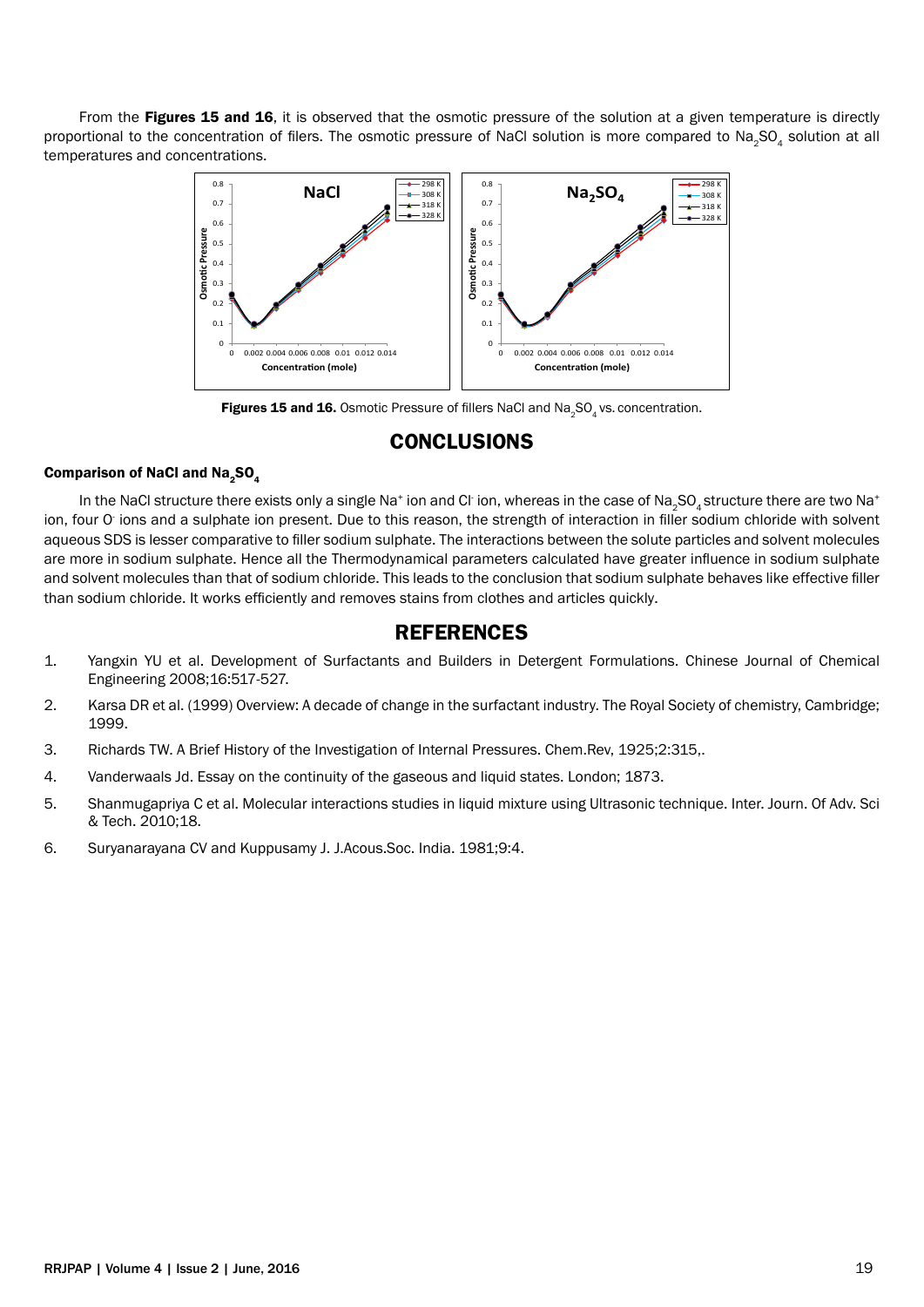From the **Figures 15 and 16**, it is observed that the osmotic pressure of the solution at a given temperature is directly proportional to the concentration of filers. The osmotic pressure of NaCl solution is more compared to $Na_2SO_4$ solution at all temperatures and concentrations.

NaCl

Osmotic Pressure

0.8
0.7
0.6
0.5
0.4
0.3
0.2
0.1
0

0 0.002 0.004 0.006 0.008 0.01 0.012 0.014

Concentration (mole)

298 K
308 K
318 K
328 K

$Na_2SO_4$

Osmotic Pressure

0.8
0.7
0.6
0.5
0.4
0.3
0.2
0.1
0

0 0.002 0.004 0.006 0.008 0.01 0.012 0.014

Concentration (mole)

298 K
308 K
318 K
328 K

**Figures 15 and 16.** Osmotic Pressure of fillers NaCl and $Na_2SO_4$ vs. concentration.

## CONCLUSIONS

### Comparison of NaCl and $Na_2SO_4$

In the NaCl structure there exists only a single $Na^+$ ion and $Cl^-$ ion, whereas in the case of $Na_2SO_4$ structure there are two $Na^+$ ion, four $O^-$ ions and a sulphate ion present. Due to this reason, the strength of interaction in filler sodium chloride with solvent aqueous SDS is lesser comparative to filler sodium sulphate. The interactions between the solute particles and solvent molecules are more in sodium sulphate. Hence all the Thermodynamical parameters calculated have greater influence in sodium sulphate and solvent molecules than that of sodium chloride. This leads to the conclusion that sodium sulphate behaves like effective filler than sodium chloride. It works efficiently and removes stains from clothes and articles quickly.

## REFERENCES

1. Yangxin YU et al. Development of Surfactants and Builders in Detergent Formulations. Chinese Journal of Chemical Engineering 2008;16:517-527.
2. Karsa DR et al. (1999) Overview: A decade of change in the surfactant industry. The Royal Society of chemistry, Cambridge; 1999.
3. Richards TW. A Brief History of the Investigation of Internal Pressures. Chem.Rev, 1925;2:315,.
4. Vanderwaals Jd. Essay on the continuity of the gaseous and liquid states. London; 1873.
5. Shanmugapriya C et al. Molecular interactions studies in liquid mixture using Ultrasonic technique. Inter. Journ. Of Adv. Sci & Tech. 2010;18.
6. Suryanarayana CV and Kuppusamy J. J.Acous.Soc. India. 1981;9:4.